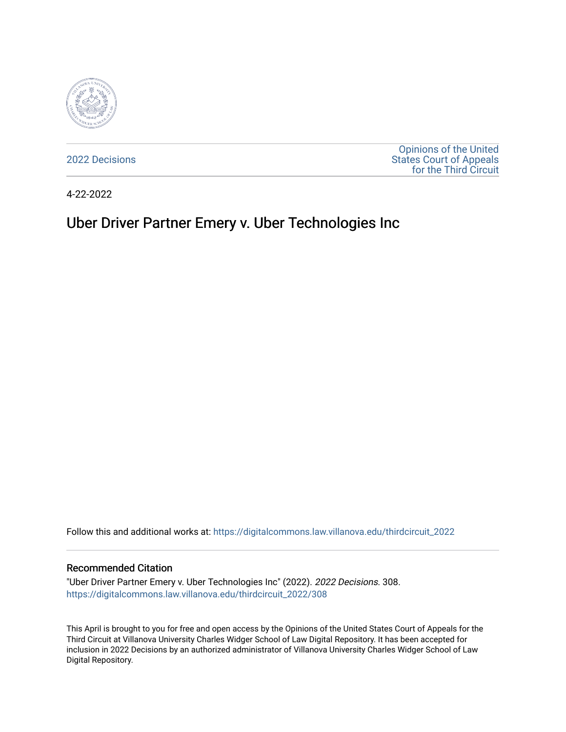2022 Decisions

Opinions of the United States Court of Appeals for the Third Circuit

4-22-2022

# Uber Driver Partner Emery v. Uber Technologies Inc

Follow this and additional works at: https://digitalcommons.law.villanova.edu/thirdcircuit_2022

### Recommended Citation

"Uber Driver Partner Emery v. Uber Technologies Inc" (2022). *2022 Decisions*. 308.
https://digitalcommons.law.villanova.edu/thirdcircuit_2022/308

This April is brought to you for free and open access by the Opinions of the United States Court of Appeals for the Third Circuit at Villanova University Charles Widger School of Law Digital Repository. It has been accepted for inclusion in 2022 Decisions by an authorized administrator of Villanova University Charles Widger School of Law Digital Repository.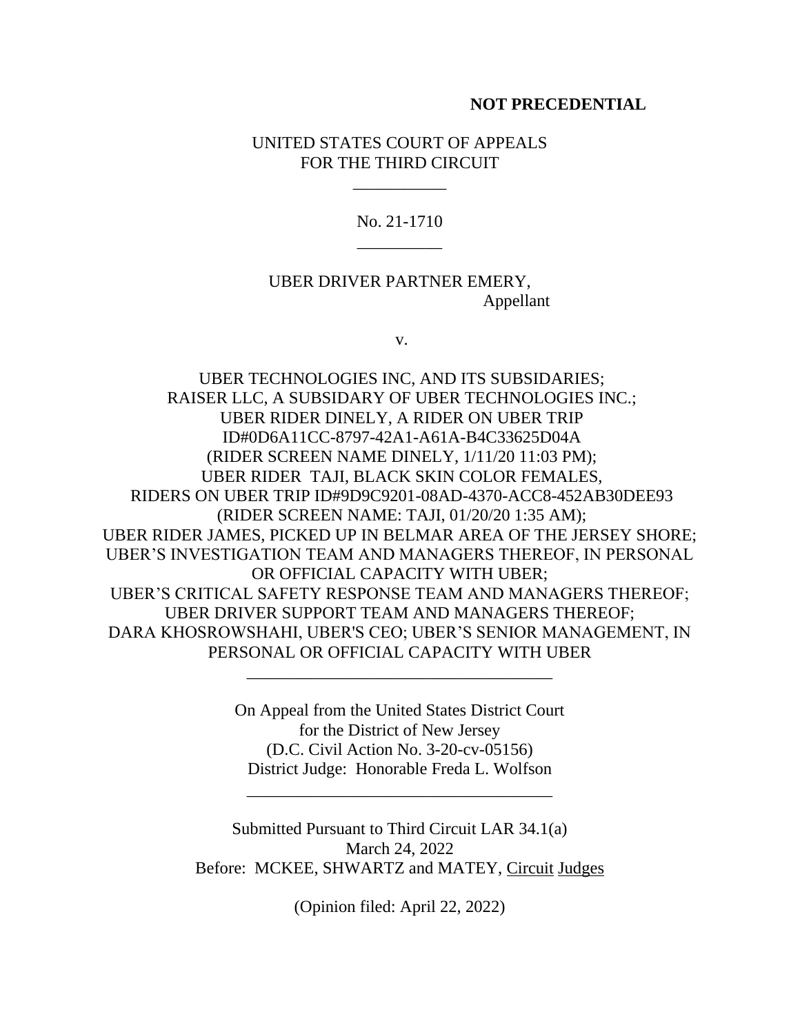**NOT PRECEDENTIAL**

UNITED STATES COURT OF APPEALS
FOR THE THIRD CIRCUIT

\_\_\_\_\_\_\_\_\_\_\_

No. 21-1710

\_\_\_\_\_\_\_\_\_\_

UBER DRIVER PARTNER EMERY,
Appellant

v.

UBER TECHNOLOGIES INC, AND ITS SUBSIDARIES;
RAISER LLC, A SUBSIDARY OF UBER TECHNOLOGIES INC.;
UBER RIDER DINELY, A RIDER ON UBER TRIP
ID#0D6A11CC-8797-42A1-A61A-B4C33625D04A
(RIDER SCREEN NAME DINELY, 1/11/20 11:03 PM);
UBER RIDER TAJI, BLACK SKIN COLOR FEMALES,
RIDERS ON UBER TRIP ID#9D9C9201-08AD-4370-ACC8-452AB30DEE93
(RIDER SCREEN NAME: TAJI, 01/20/20 1:35 AM);
UBER RIDER JAMES, PICKED UP IN BELMAR AREA OF THE JERSEY SHORE;
UBER'S INVESTIGATION TEAM AND MANAGERS THEREOF, IN PERSONAL
OR OFFICIAL CAPACITY WITH UBER;
UBER'S CRITICAL SAFETY RESPONSE TEAM AND MANAGERS THEREOF;
UBER DRIVER SUPPORT TEAM AND MANAGERS THEREOF;
DARA KHOSROWSHAHI, UBER'S CEO; UBER'S SENIOR MANAGEMENT, IN
PERSONAL OR OFFICIAL CAPACITY WITH UBER

\_\_\_\_\_\_\_\_\_\_\_\_\_\_\_\_\_\_\_\_\_\_\_\_\_\_\_\_\_\_\_\_\_\_\_\_

On Appeal from the United States District Court
for the District of New Jersey
(D.C. Civil Action No. 3-20-cv-05156)
District Judge: Honorable Freda L. Wolfson

\_\_\_\_\_\_\_\_\_\_\_\_\_\_\_\_\_\_\_\_\_\_\_\_\_\_\_\_\_\_\_\_\_\_\_\_

Submitted Pursuant to Third Circuit LAR 34.1(a)
March 24, 2022
Before: MCKEE, SHWARTZ and MATEY, Circuit Judges

(Opinion filed: April 22, 2022)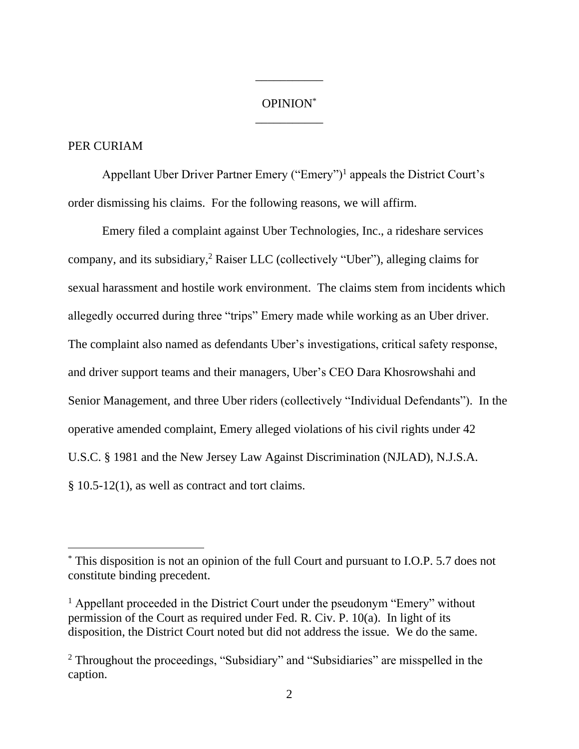OPINION[*]

PER CURIAM

Appellant Uber Driver Partner Emery ("Emery")[1] appeals the District Court's order dismissing his claims. For the following reasons, we will affirm.

Emery filed a complaint against Uber Technologies, Inc., a rideshare services company, and its subsidiary,[2] Raiser LLC (collectively "Uber"), alleging claims for sexual harassment and hostile work environment. The claims stem from incidents which allegedly occurred during three "trips" Emery made while working as an Uber driver. The complaint also named as defendants Uber's investigations, critical safety response, and driver support teams and their managers, Uber's CEO Dara Khosrowshahi and Senior Management, and three Uber riders (collectively "Individual Defendants"). In the operative amended complaint, Emery alleged violations of his civil rights under 42 U.S.C. § 1981 and the New Jersey Law Against Discrimination (NJLAD), N.J.S.A. § 10.5-12(1), as well as contract and tort claims.

---

[*] This disposition is not an opinion of the full Court and pursuant to I.O.P. 5.7 does not constitute binding precedent.

[1] Appellant proceeded in the District Court under the pseudonym "Emery" without permission of the Court as required under Fed. R. Civ. P. 10(a). In light of its disposition, the District Court noted but did not address the issue. We do the same.

[2] Throughout the proceedings, "Subsidiary" and "Subsidiaries" are misspelled in the caption.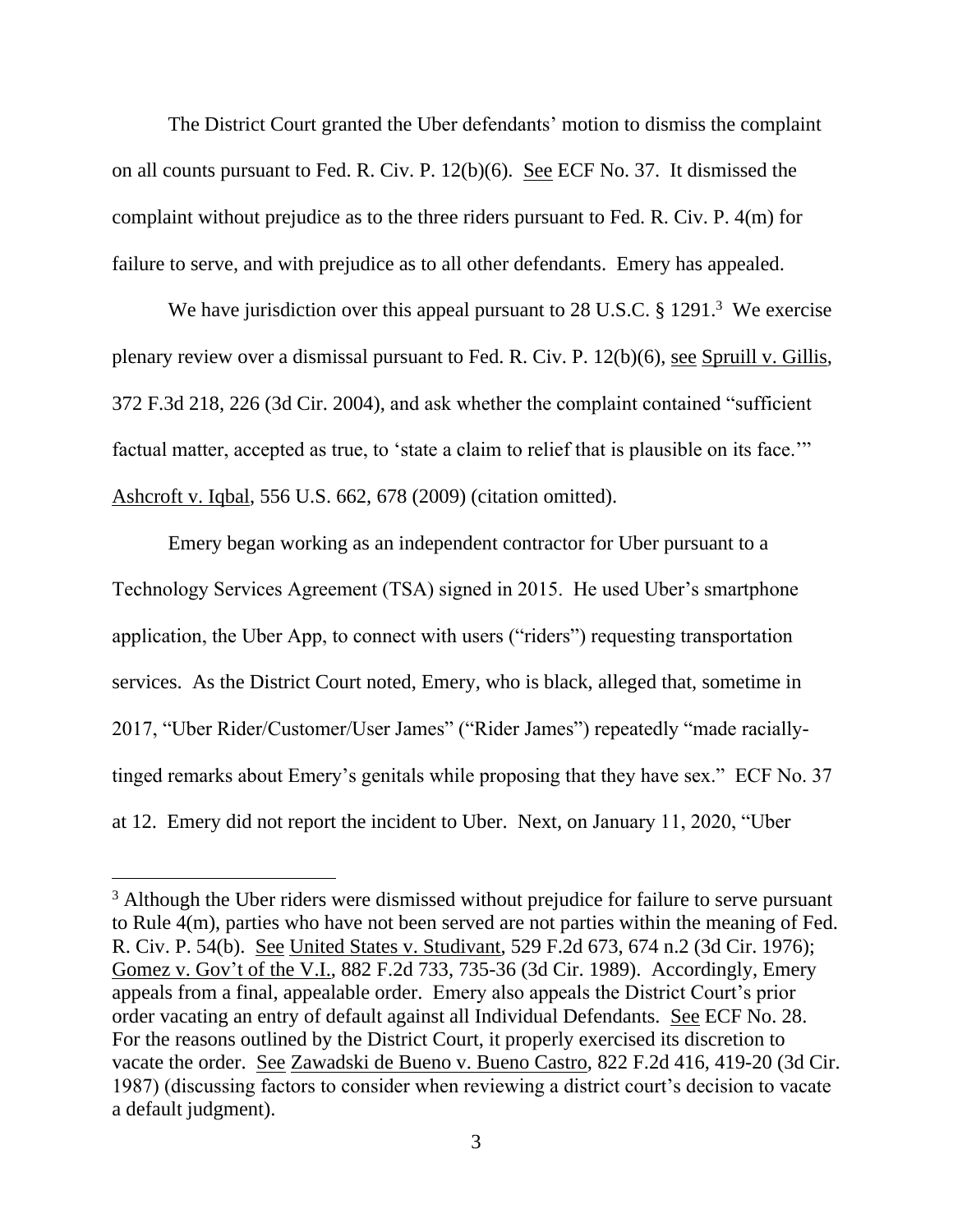The District Court granted the Uber defendants' motion to dismiss the complaint on all counts pursuant to Fed. R. Civ. P. 12(b)(6). See ECF No. 37. It dismissed the complaint without prejudice as to the three riders pursuant to Fed. R. Civ. P. 4(m) for failure to serve, and with prejudice as to all other defendants. Emery has appealed.

We have jurisdiction over this appeal pursuant to 28 U.S.C. § 1291.[3] We exercise plenary review over a dismissal pursuant to Fed. R. Civ. P. 12(b)(6), see Spruill v. Gillis, 372 F.3d 218, 226 (3d Cir. 2004), and ask whether the complaint contained "sufficient factual matter, accepted as true, to 'state a claim to relief that is plausible on its face.'" Ashcroft v. Iqbal, 556 U.S. 662, 678 (2009) (citation omitted).

Emery began working as an independent contractor for Uber pursuant to a Technology Services Agreement (TSA) signed in 2015. He used Uber's smartphone application, the Uber App, to connect with users ("riders") requesting transportation services. As the District Court noted, Emery, who is black, alleged that, sometime in 2017, "Uber Rider/Customer/User James" ("Rider James") repeatedly "made racially-tinged remarks about Emery's genitals while proposing that they have sex." ECF No. 37 at 12. Emery did not report the incident to Uber. Next, on January 11, 2020, "Uber

---

[3] Although the Uber riders were dismissed without prejudice for failure to serve pursuant to Rule 4(m), parties who have not been served are not parties within the meaning of Fed. R. Civ. P. 54(b). See United States v. Studivant, 529 F.2d 673, 674 n.2 (3d Cir. 1976); Gomez v. Gov't of the V.I., 882 F.2d 733, 735-36 (3d Cir. 1989). Accordingly, Emery appeals from a final, appealable order. Emery also appeals the District Court's prior order vacating an entry of default against all Individual Defendants. See ECF No. 28. For the reasons outlined by the District Court, it properly exercised its discretion to vacate the order. See Zawadski de Bueno v. Bueno Castro, 822 F.2d 416, 419-20 (3d Cir. 1987) (discussing factors to consider when reviewing a district court's decision to vacate a default judgment).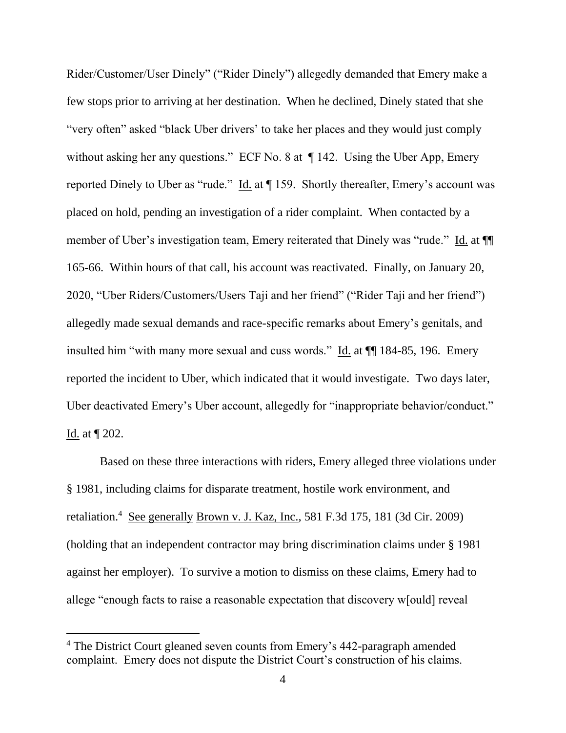Rider/Customer/User Dinely" ("Rider Dinely") allegedly demanded that Emery make a few stops prior to arriving at her destination. When he declined, Dinely stated that she "very often" asked "black Uber drivers' to take her places and they would just comply without asking her any questions." ECF No. 8 at ¶ 142. Using the Uber App, Emery reported Dinely to Uber as "rude." Id. at ¶ 159. Shortly thereafter, Emery's account was placed on hold, pending an investigation of a rider complaint. When contacted by a member of Uber's investigation team, Emery reiterated that Dinely was "rude." Id. at ¶¶ 165-66. Within hours of that call, his account was reactivated. Finally, on January 20, 2020, "Uber Riders/Customers/Users Taji and her friend" ("Rider Taji and her friend") allegedly made sexual demands and race-specific remarks about Emery's genitals, and insulted him "with many more sexual and cuss words." Id. at ¶¶ 184-85, 196. Emery reported the incident to Uber, which indicated that it would investigate. Two days later, Uber deactivated Emery's Uber account, allegedly for "inappropriate behavior/conduct." Id. at ¶ 202.

Based on these three interactions with riders, Emery alleged three violations under § 1981, including claims for disparate treatment, hostile work environment, and retaliation.[4] See generally Brown v. J. Kaz, Inc., 581 F.3d 175, 181 (3d Cir. 2009) (holding that an independent contractor may bring discrimination claims under § 1981 against her employer). To survive a motion to dismiss on these claims, Emery had to allege "enough facts to raise a reasonable expectation that discovery w[ould] reveal

[4] The District Court gleaned seven counts from Emery's 442-paragraph amended complaint. Emery does not dispute the District Court's construction of his claims.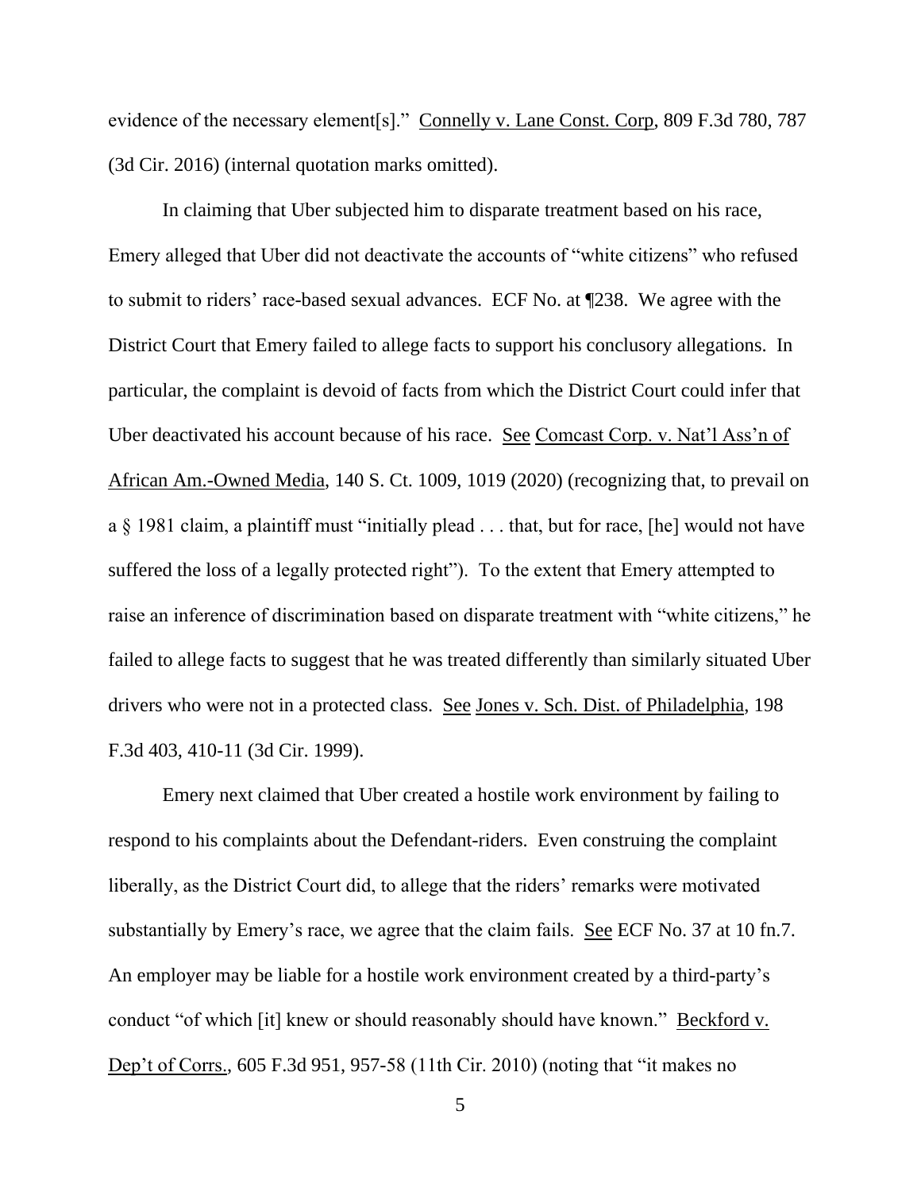evidence of the necessary element[s]." Connelly v. Lane Const. Corp, 809 F.3d 780, 787 (3d Cir. 2016) (internal quotation marks omitted).

In claiming that Uber subjected him to disparate treatment based on his race, Emery alleged that Uber did not deactivate the accounts of "white citizens" who refused to submit to riders' race-based sexual advances. ECF No. at ¶238. We agree with the District Court that Emery failed to allege facts to support his conclusory allegations. In particular, the complaint is devoid of facts from which the District Court could infer that Uber deactivated his account because of his race. See Comcast Corp. v. Nat'l Ass'n of African Am.-Owned Media, 140 S. Ct. 1009, 1019 (2020) (recognizing that, to prevail on a § 1981 claim, a plaintiff must "initially plead . . . that, but for race, [he] would not have suffered the loss of a legally protected right"). To the extent that Emery attempted to raise an inference of discrimination based on disparate treatment with "white citizens," he failed to allege facts to suggest that he was treated differently than similarly situated Uber drivers who were not in a protected class. See Jones v. Sch. Dist. of Philadelphia, 198 F.3d 403, 410-11 (3d Cir. 1999).

Emery next claimed that Uber created a hostile work environment by failing to respond to his complaints about the Defendant-riders. Even construing the complaint liberally, as the District Court did, to allege that the riders' remarks were motivated substantially by Emery's race, we agree that the claim fails. See ECF No. 37 at 10 fn.7. An employer may be liable for a hostile work environment created by a third-party's conduct "of which [it] knew or should reasonably should have known." Beckford v. Dep't of Corrs., 605 F.3d 951, 957-58 (11th Cir. 2010) (noting that "it makes no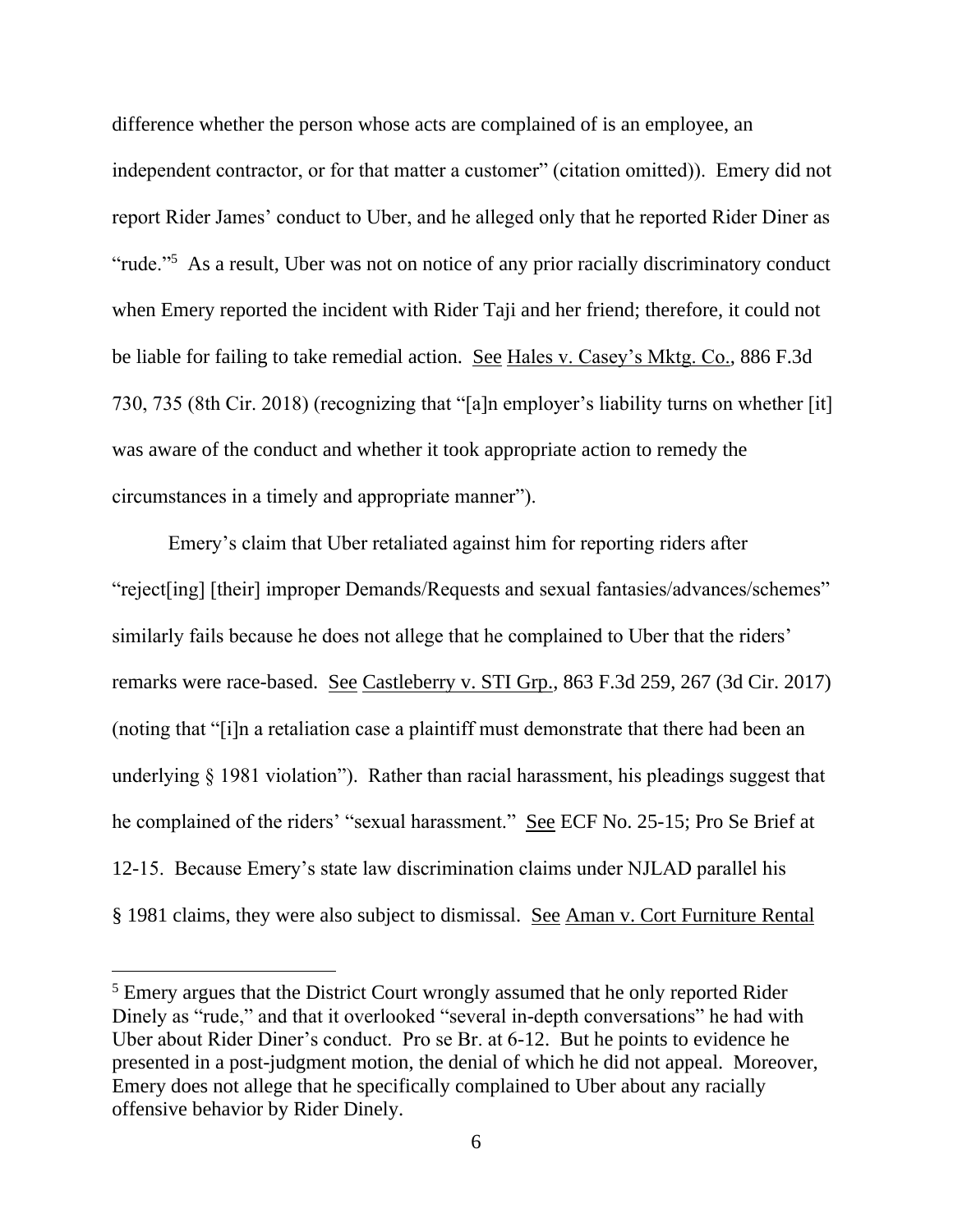difference whether the person whose acts are complained of is an employee, an independent contractor, or for that matter a customer" (citation omitted)). Emery did not report Rider James' conduct to Uber, and he alleged only that he reported Rider Diner as "rude."[5] As a result, Uber was not on notice of any prior racially discriminatory conduct when Emery reported the incident with Rider Taji and her friend; therefore, it could not be liable for failing to take remedial action. See Hales v. Casey's Mktg. Co., 886 F.3d 730, 735 (8th Cir. 2018) (recognizing that "[a]n employer's liability turns on whether [it] was aware of the conduct and whether it took appropriate action to remedy the circumstances in a timely and appropriate manner").

Emery's claim that Uber retaliated against him for reporting riders after "reject[ing] [their] improper Demands/Requests and sexual fantasies/advances/schemes" similarly fails because he does not allege that he complained to Uber that the riders' remarks were race-based. See Castleberry v. STI Grp., 863 F.3d 259, 267 (3d Cir. 2017) (noting that "[i]n a retaliation case a plaintiff must demonstrate that there had been an underlying § 1981 violation"). Rather than racial harassment, his pleadings suggest that he complained of the riders' "sexual harassment." See ECF No. 25-15; Pro Se Brief at 12-15. Because Emery's state law discrimination claims under NJLAD parallel his § 1981 claims, they were also subject to dismissal. See Aman v. Cort Furniture Rental

---

[5] Emery argues that the District Court wrongly assumed that he only reported Rider Dinely as "rude," and that it overlooked "several in-depth conversations" he had with Uber about Rider Diner's conduct. Pro se Br. at 6-12. But he points to evidence he presented in a post-judgment motion, the denial of which he did not appeal. Moreover, Emery does not allege that he specifically complained to Uber about any racially offensive behavior by Rider Dinely.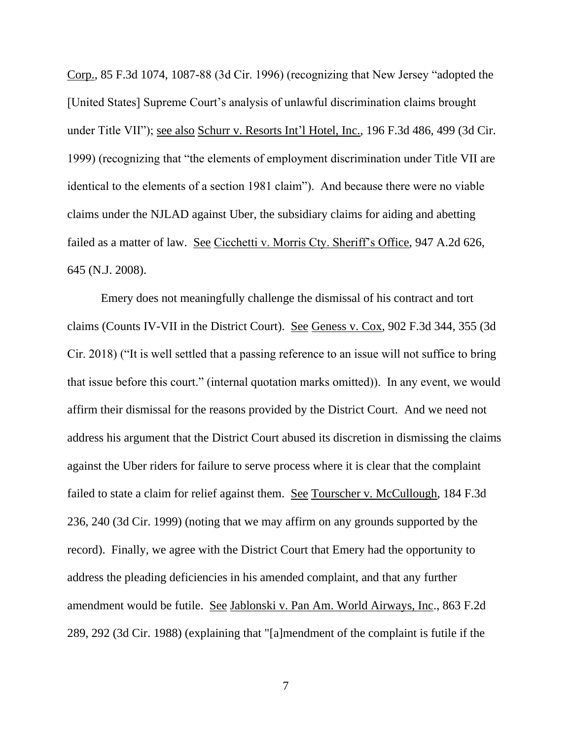Corp., 85 F.3d 1074, 1087-88 (3d Cir. 1996) (recognizing that New Jersey "adopted the [United States] Supreme Court's analysis of unlawful discrimination claims brought under Title VII"); see also Schurr v. Resorts Int'l Hotel, Inc., 196 F.3d 486, 499 (3d Cir. 1999) (recognizing that "the elements of employment discrimination under Title VII are identical to the elements of a section 1981 claim"). And because there were no viable claims under the NJLAD against Uber, the subsidiary claims for aiding and abetting failed as a matter of law. See Cicchetti v. Morris Cty. Sheriff's Office, 947 A.2d 626, 645 (N.J. 2008).

Emery does not meaningfully challenge the dismissal of his contract and tort claims (Counts IV-VII in the District Court). See Geness v. Cox, 902 F.3d 344, 355 (3d Cir. 2018) ("It is well settled that a passing reference to an issue will not suffice to bring that issue before this court." (internal quotation marks omitted)). In any event, we would affirm their dismissal for the reasons provided by the District Court. And we need not address his argument that the District Court abused its discretion in dismissing the claims against the Uber riders for failure to serve process where it is clear that the complaint failed to state a claim for relief against them. See Tourscher v. McCullough, 184 F.3d 236, 240 (3d Cir. 1999) (noting that we may affirm on any grounds supported by the record). Finally, we agree with the District Court that Emery had the opportunity to address the pleading deficiencies in his amended complaint, and that any further amendment would be futile. See Jablonski v. Pan Am. World Airways, Inc., 863 F.2d 289, 292 (3d Cir. 1988) (explaining that "[a]mendment of the complaint is futile if the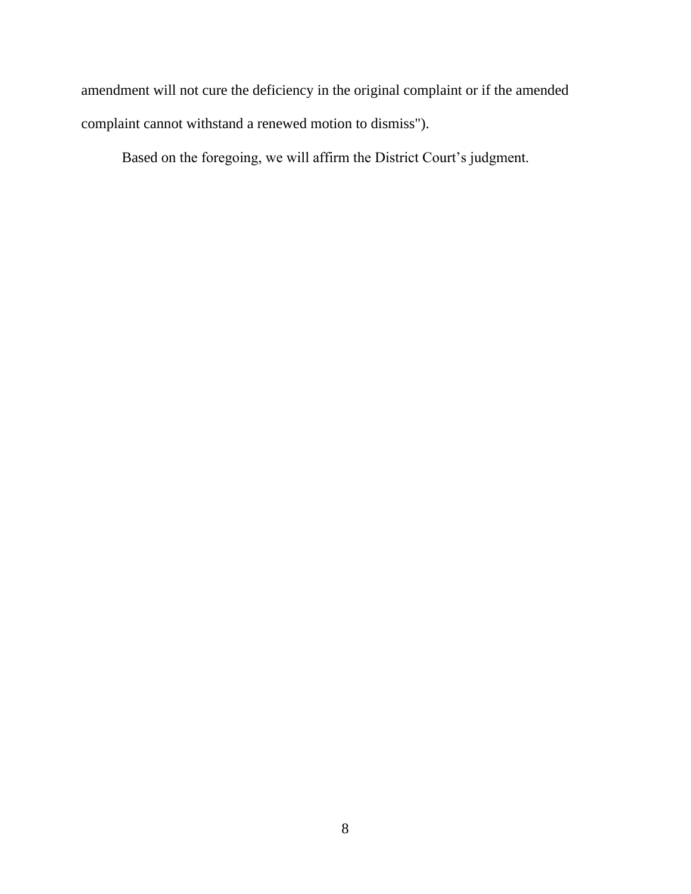amendment will not cure the deficiency in the original complaint or if the amended complaint cannot withstand a renewed motion to dismiss").

Based on the foregoing, we will affirm the District Court's judgment.